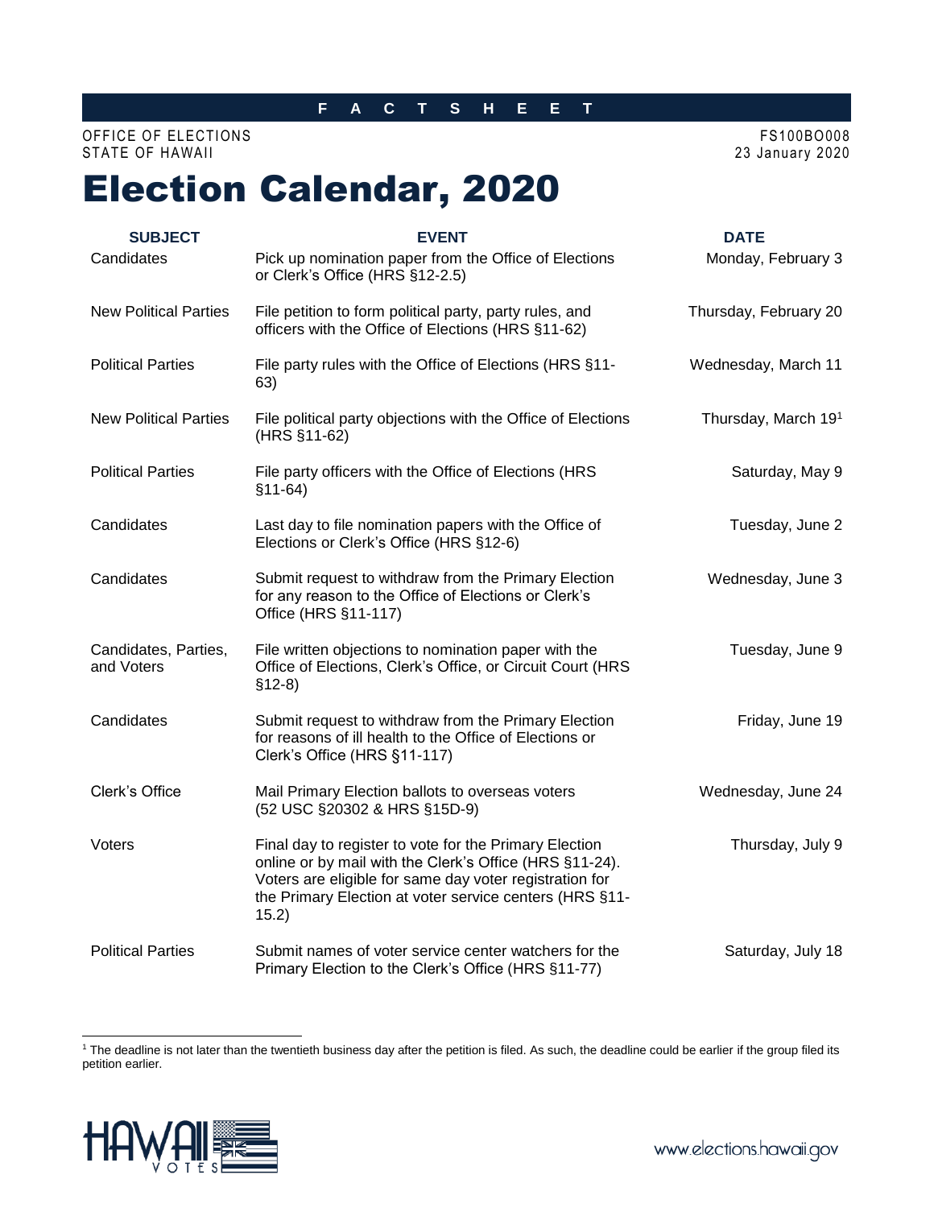**F A C T S H E E T**

OFFICE OF ELECTIONS
STATE OF HAWAII

FS100BO008
23 January 2020

# Election Calendar, 2020

| SUBJECT | EVENT | DATE |
|---|---|---|
| Candidates | Pick up nomination paper from the Office of Elections or Clerk's Office (HRS §12-2.5) | Monday, February 3 |
| New Political Parties | File petition to form political party, party rules, and officers with the Office of Elections (HRS §11-62) | Thursday, February 20 |
| Political Parties | File party rules with the Office of Elections (HRS §11-63) | Wednesday, March 11 |
| New Political Parties | File political party objections with the Office of Elections (HRS §11-62) | Thursday, March 19[1] |
| Political Parties | File party officers with the Office of Elections (HRS §11-64) | Saturday, May 9 |
| Candidates | Last day to file nomination papers with the Office of Elections or Clerk's Office (HRS §12-6) | Tuesday, June 2 |
| Candidates | Submit request to withdraw from the Primary Election for any reason to the Office of Elections or Clerk's Office (HRS §11-117) | Wednesday, June 3 |
| Candidates, Parties, and Voters | File written objections to nomination paper with the Office of Elections, Clerk's Office, or Circuit Court (HRS §12-8) | Tuesday, June 9 |
| Candidates | Submit request to withdraw from the Primary Election for reasons of ill health to the Office of Elections or Clerk's Office (HRS §11-117) | Friday, June 19 |
| Clerk's Office | Mail Primary Election ballots to overseas voters (52 USC §20302 & HRS §15D-9) | Wednesday, June 24 |
| Voters | Final day to register to vote for the Primary Election online or by mail with the Clerk's Office (HRS §11-24). Voters are eligible for same day voter registration for the Primary Election at voter service centers (HRS §11-15.2) | Thursday, July 9 |
| Political Parties | Submit names of voter service center watchers for the Primary Election to the Clerk's Office (HRS §11-77) | Saturday, July 18 |

[1] The deadline is not later than the twentieth business day after the petition is filed. As such, the deadline could be earlier if the group filed its petition earlier.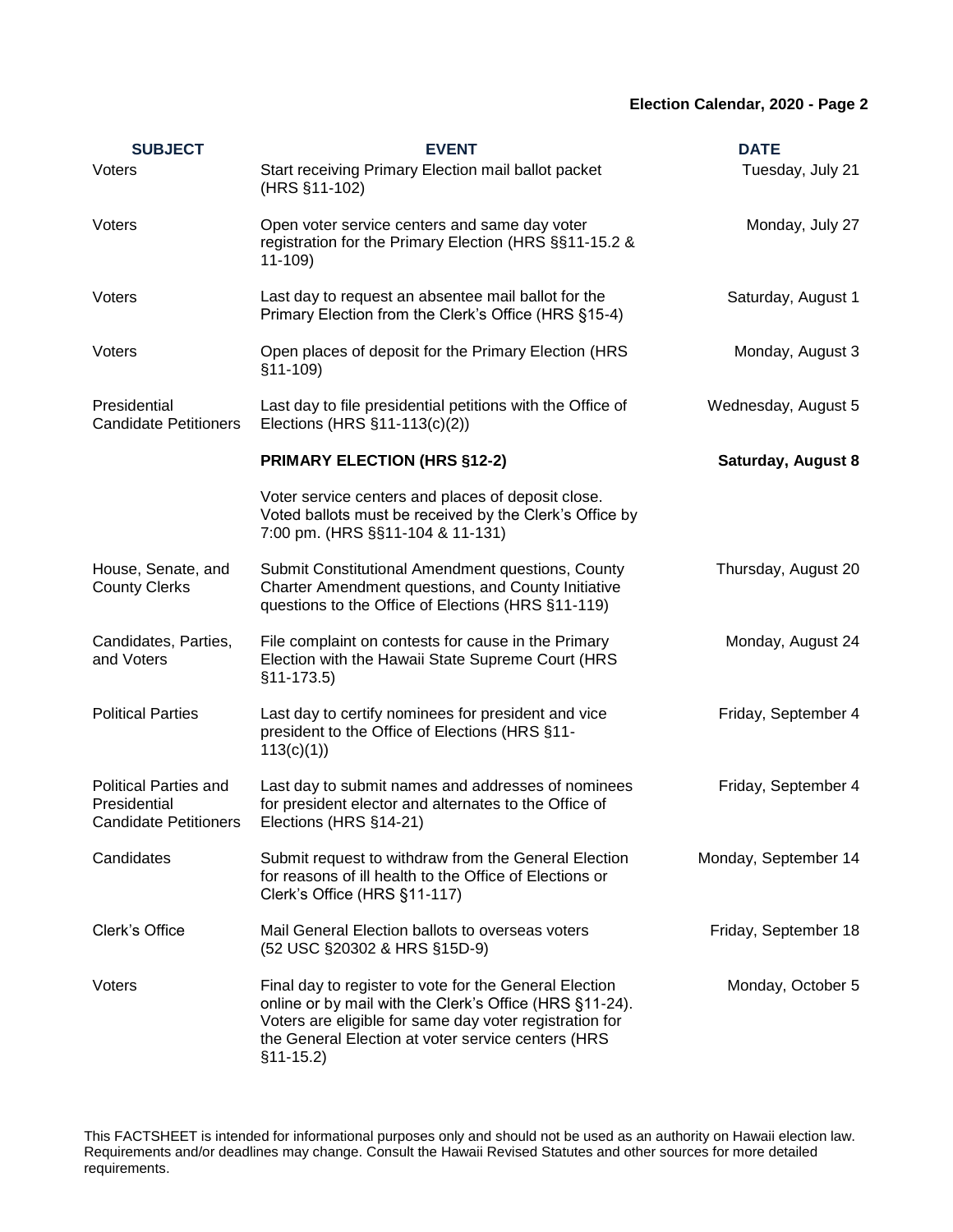| SUBJECT | EVENT | DATE |
|---|---|---|
| Voters | Start receiving Primary Election mail ballot packet (HRS §11-102) | Tuesday, July 21 |
| Voters | Open voter service centers and same day voter registration for the Primary Election (HRS §§11-15.2 & 11-109) | Monday, July 27 |
| Voters | Last day to request an absentee mail ballot for the Primary Election from the Clerk's Office (HRS §15-4) | Saturday, August 1 |
| Voters | Open places of deposit for the Primary Election (HRS §11-109) | Monday, August 3 |
| Presidential Candidate Petitioners | Last day to file presidential petitions with the Office of Elections (HRS §11-113(c)(2)) | Wednesday, August 5 |
| | **PRIMARY ELECTION (HRS §12-2)** | **Saturday, August 8** |
| | Voter service centers and places of deposit close. Voted ballots must be received by the Clerk's Office by 7:00 pm. (HRS §§11-104 & 11-131) | |
| House, Senate, and County Clerks | Submit Constitutional Amendment questions, County Charter Amendment questions, and County Initiative questions to the Office of Elections (HRS §11-119) | Thursday, August 20 |
| Candidates, Parties, and Voters | File complaint on contests for cause in the Primary Election with the Hawaii State Supreme Court (HRS §11-173.5) | Monday, August 24 |
| Political Parties | Last day to certify nominees for president and vice president to the Office of Elections (HRS §11-113(c)(1)) | Friday, September 4 |
| Political Parties and Presidential Candidate Petitioners | Last day to submit names and addresses of nominees for president elector and alternates to the Office of Elections (HRS §14-21) | Friday, September 4 |
| Candidates | Submit request to withdraw from the General Election for reasons of ill health to the Office of Elections or Clerk's Office (HRS §11-117) | Monday, September 14 |
| Clerk's Office | Mail General Election ballots to overseas voters (52 USC §20302 & HRS §15D-9) | Friday, September 18 |
| Voters | Final day to register to vote for the General Election online or by mail with the Clerk's Office (HRS §11-24). Voters are eligible for same day voter registration for the General Election at voter service centers (HRS §11-15.2) | Monday, October 5 |

This FACTSHEET is intended for informational purposes only and should not be used as an authority on Hawaii election law. Requirements and/or deadlines may change. Consult the Hawaii Revised Statutes and other sources for more detailed requirements.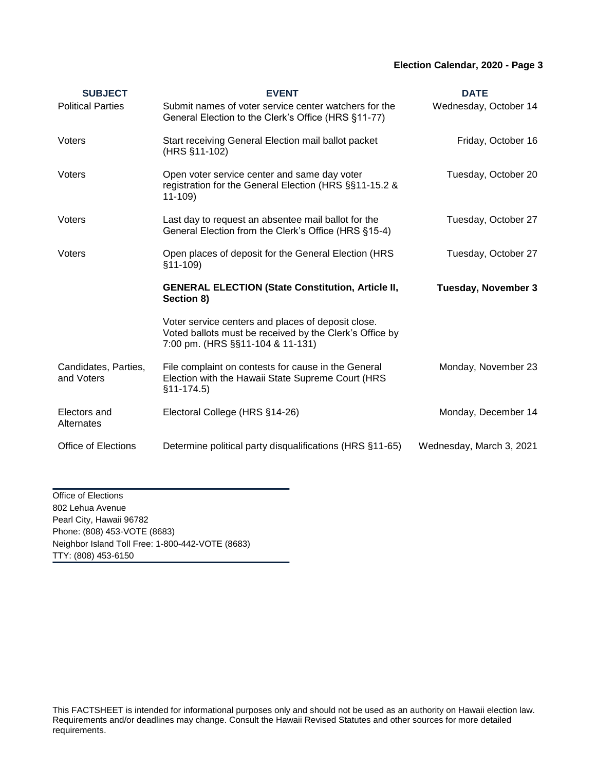| SUBJECT | EVENT | DATE |
|---|---|---|
| Political Parties | Submit names of voter service center watchers for the General Election to the Clerk's Office (HRS §11-77) | Wednesday, October 14 |
| Voters | Start receiving General Election mail ballot packet (HRS §11-102) | Friday, October 16 |
| Voters | Open voter service center and same day voter registration for the General Election (HRS §§11-15.2 & 11-109) | Tuesday, October 20 |
| Voters | Last day to request an absentee mail ballot for the General Election from the Clerk's Office (HRS §15-4) | Tuesday, October 27 |
| Voters | Open places of deposit for the General Election (HRS §11-109) | Tuesday, October 27 |
| | **GENERAL ELECTION (State Constitution, Article II, Section 8)** | **Tuesday, November 3** |
| | Voter service centers and places of deposit close. Voted ballots must be received by the Clerk's Office by 7:00 pm. (HRS §§11-104 & 11-131) | |
| Candidates, Parties, and Voters | File complaint on contests for cause in the General Election with the Hawaii State Supreme Court (HRS §11-174.5) | Monday, November 23 |
| Electors and Alternates | Electoral College (HRS §14-26) | Monday, December 14 |
| Office of Elections | Determine political party disqualifications (HRS §11-65) | Wednesday, March 3, 2021 |

Office of Elections
802 Lehua Avenue
Pearl City, Hawaii 96782
Phone: (808) 453-VOTE (8683)
Neighbor Island Toll Free: 1-800-442-VOTE (8683)
TTY: (808) 453-6150

This FACTSHEET is intended for informational purposes only and should not be used as an authority on Hawaii election law. Requirements and/or deadlines may change. Consult the Hawaii Revised Statutes and other sources for more detailed requirements.